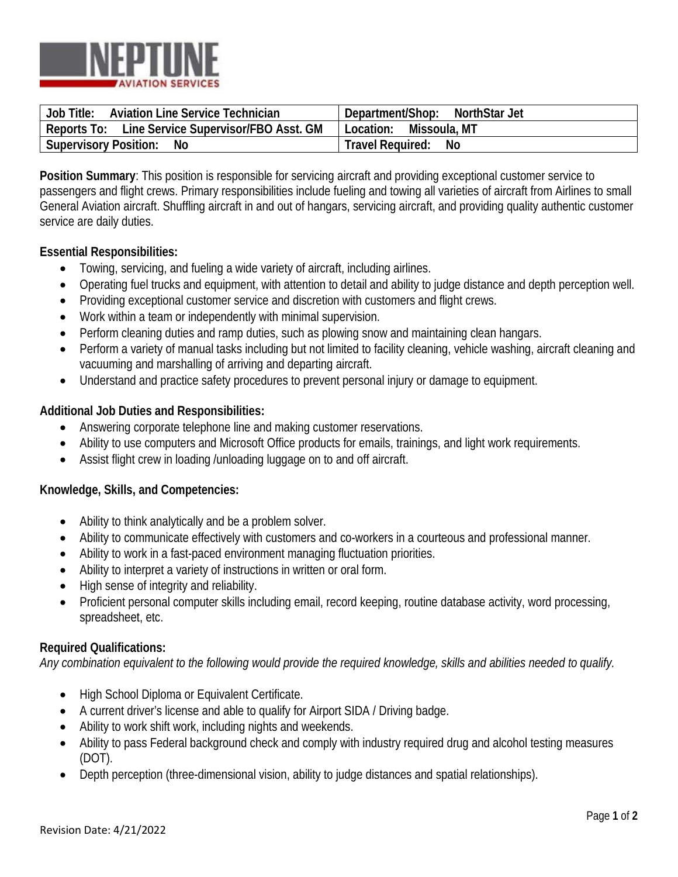| Job Title: Aviation Line Service Technician | Department/Shop: NorthStar Jet |
| --- | --- |
| Reports To: Line Service Supervisor/FBO Asst. GM | Location: Missoula, MT |
| Supervisory Position: No | Travel Required: No |

**Position Summary**: This position is responsible for servicing aircraft and providing exceptional customer service to passengers and flight crews. Primary responsibilities include fueling and towing all varieties of aircraft from Airlines to small General Aviation aircraft. Shuffling aircraft in and out of hangars, servicing aircraft, and providing quality authentic customer service are daily duties.

**Essential Responsibilities:**

- Towing, servicing, and fueling a wide variety of aircraft, including airlines.
- Operating fuel trucks and equipment, with attention to detail and ability to judge distance and depth perception well.
- Providing exceptional customer service and discretion with customers and flight crews.
- Work within a team or independently with minimal supervision.
- Perform cleaning duties and ramp duties, such as plowing snow and maintaining clean hangars.
- Perform a variety of manual tasks including but not limited to facility cleaning, vehicle washing, aircraft cleaning and vacuuming and marshalling of arriving and departing aircraft.
- Understand and practice safety procedures to prevent personal injury or damage to equipment.

**Additional Job Duties and Responsibilities:**

- Answering corporate telephone line and making customer reservations.
- Ability to use computers and Microsoft Office products for emails, trainings, and light work requirements.
- Assist flight crew in loading /unloading luggage on to and off aircraft.

**Knowledge, Skills, and Competencies:**

- Ability to think analytically and be a problem solver.
- Ability to communicate effectively with customers and co-workers in a courteous and professional manner.
- Ability to work in a fast-paced environment managing fluctuation priorities.
- Ability to interpret a variety of instructions in written or oral form.
- High sense of integrity and reliability.
- Proficient personal computer skills including email, record keeping, routine database activity, word processing, spreadsheet, etc.

**Required Qualifications:**

*Any combination equivalent to the following would provide the required knowledge, skills and abilities needed to qualify.*

- High School Diploma or Equivalent Certificate.
- A current driver's license and able to qualify for Airport SIDA / Driving badge.
- Ability to work shift work, including nights and weekends.
- Ability to pass Federal background check and comply with industry required drug and alcohol testing measures (DOT).
- Depth perception (three-dimensional vision, ability to judge distances and spatial relationships).

Revision Date: 4/21/2022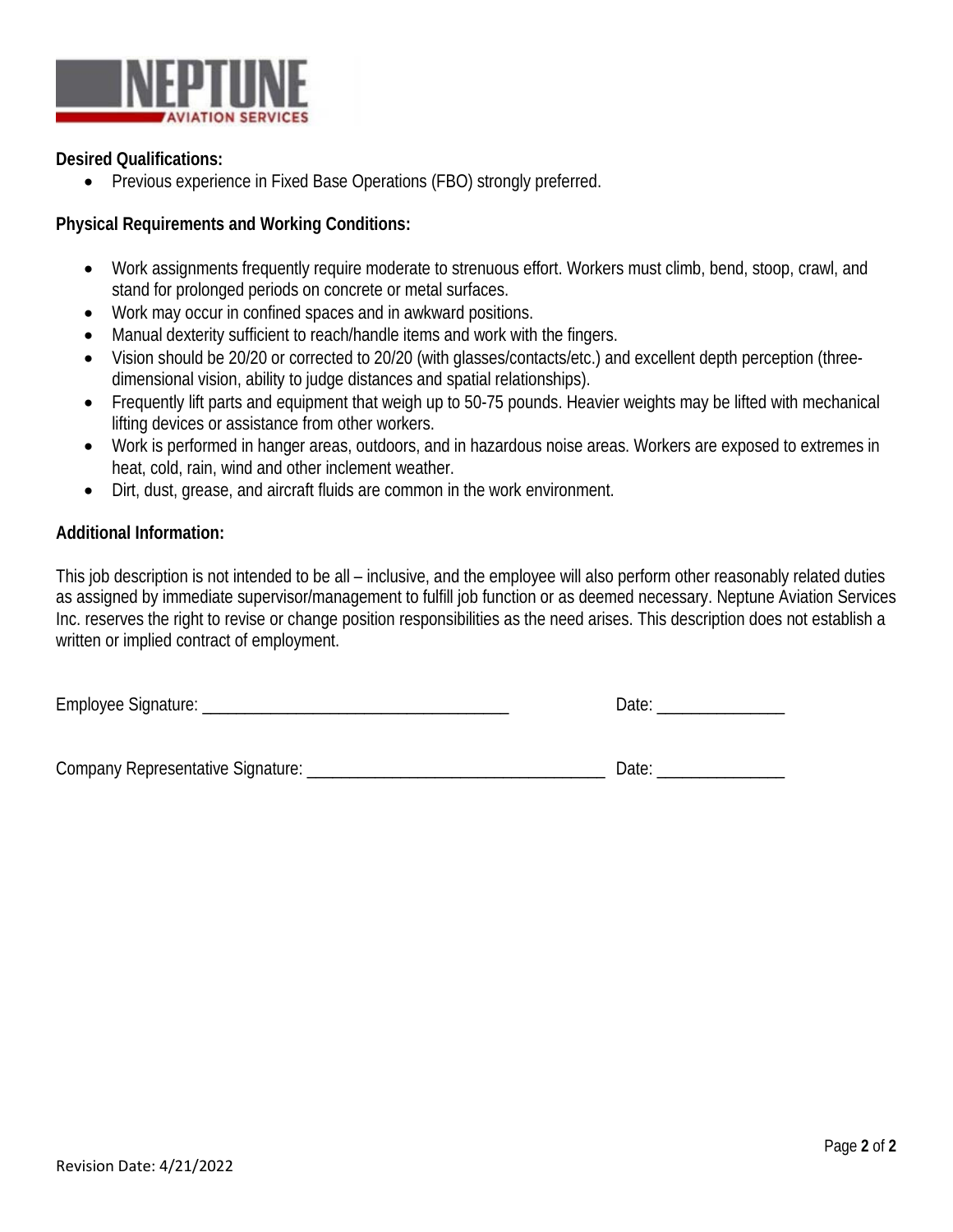**Desired Qualifications:**

- Previous experience in Fixed Base Operations (FBO) strongly preferred.

**Physical Requirements and Working Conditions:**

- Work assignments frequently require moderate to strenuous effort. Workers must climb, bend, stoop, crawl, and stand for prolonged periods on concrete or metal surfaces.
- Work may occur in confined spaces and in awkward positions.
- Manual dexterity sufficient to reach/handle items and work with the fingers.
- Vision should be 20/20 or corrected to 20/20 (with glasses/contacts/etc.) and excellent depth perception (three-dimensional vision, ability to judge distances and spatial relationships).
- Frequently lift parts and equipment that weigh up to 50-75 pounds. Heavier weights may be lifted with mechanical lifting devices or assistance from other workers.
- Work is performed in hanger areas, outdoors, and in hazardous noise areas. Workers are exposed to extremes in heat, cold, rain, wind and other inclement weather.
- Dirt, dust, grease, and aircraft fluids are common in the work environment.

**Additional Information:**

This job description is not intended to be all – inclusive, and the employee will also perform other reasonably related duties as assigned by immediate supervisor/management to fulfill job function or as deemed necessary. Neptune Aviation Services Inc. reserves the right to revise or change position responsibilities as the need arises. This description does not establish a written or implied contract of employment.

Employee Signature: ____________________________________ Date: _______________

Company Representative Signature: ___________________________________ Date: _______________

Revision Date: 4/21/2022